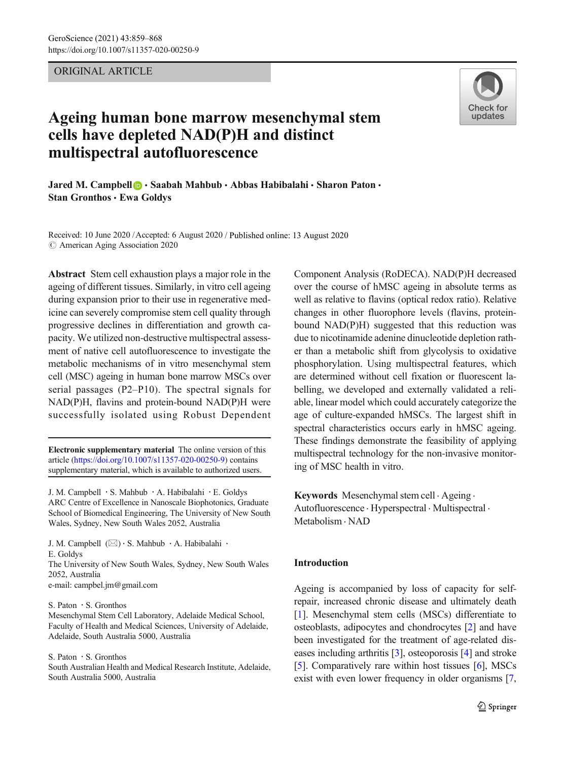ORIGINAL ARTICLE

# Ageing human bone marrow mesenchymal stem cells have depleted NAD(P)H and distinct multispectral autofluorescence

**Jared M. Campbell · Saabah Mahbub · Abbas Habibalahi · Sharon Paton · Stan Gronthos · Ewa Goldys**

Received: 10 June 2020 / Accepted: 6 August 2020 / Published online: 13 August 2020
© American Aging Association 2020

**Abstract** Stem cell exhaustion plays a major role in the ageing of different tissues. Similarly, in vitro cell ageing during expansion prior to their use in regenerative medicine can severely compromise stem cell quality through progressive declines in differentiation and growth capacity. We utilized non-destructive multispectral assessment of native cell autofluorescence to investigate the metabolic mechanisms of in vitro mesenchymal stem cell (MSC) ageing in human bone marrow MSCs over serial passages (P2–P10). The spectral signals for NAD(P)H, flavins and protein-bound NAD(P)H were successfully isolated using Robust Dependent Component Analysis (RoDECA). NAD(P)H decreased over the course of hMSC ageing in absolute terms as well as relative to flavins (optical redox ratio). Relative changes in other fluorophore levels (flavins, protein-bound NAD(P)H) suggested that this reduction was due to nicotinamide adenine dinucleotide depletion rather than a metabolic shift from glycolysis to oxidative phosphorylation. Using multispectral features, which are determined without cell fixation or fluorescent labelling, we developed and externally validated a reliable, linear model which could accurately categorize the age of culture-expanded hMSCs. The largest shift in spectral characteristics occurs early in hMSC ageing. These findings demonstrate the feasibility of applying multispectral technology for the non-invasive monitoring of MSC health in vitro.

**Keywords** Mesenchymal stem cell · Ageing · Autofluorescence · Hyperspectral · Multispectral · Metabolism · NAD

**Electronic supplementary material** The online version of this article (https://doi.org/10.1007/s11357-020-00250-9) contains supplementary material, which is available to authorized users.

J. M. Campbell · S. Mahbub · A. Habibalahi · E. Goldys
ARC Centre of Excellence in Nanoscale Biophotonics, Graduate School of Biomedical Engineering, The University of New South Wales, Sydney, New South Wales 2052, Australia

J. M. Campbell (✉) · S. Mahbub · A. Habibalahi · E. Goldys
The University of New South Wales, Sydney, New South Wales 2052, Australia
e-mail: campbel.jm@gmail.com

S. Paton · S. Gronthos
Mesenchymal Stem Cell Laboratory, Adelaide Medical School, Faculty of Health and Medical Sciences, University of Adelaide, Adelaide, South Australia 5000, Australia

S. Paton · S. Gronthos
South Australian Health and Medical Research Institute, Adelaide, South Australia 5000, Australia

## Introduction

Ageing is accompanied by loss of capacity for self-repair, increased chronic disease and ultimately death [1]. Mesenchymal stem cells (MSCs) differentiate to osteoblasts, adipocytes and chondrocytes [2] and have been investigated for the treatment of age-related diseases including arthritis [3], osteoporosis [4] and stroke [5]. Comparatively rare within host tissues [6], MSCs exist with even lower frequency in older organisms [7,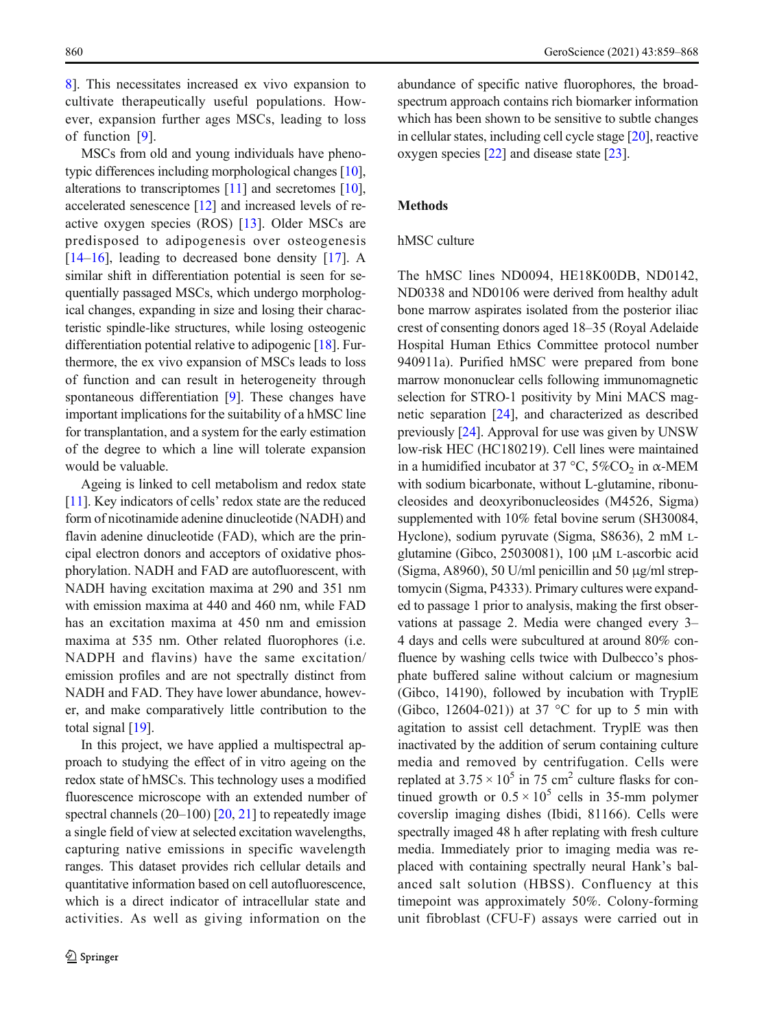8]. This necessitates increased ex vivo expansion to cultivate therapeutically useful populations. However, expansion further ages MSCs, leading to loss of function [9].

MSCs from old and young individuals have phenotypic differences including morphological changes [10], alterations to transcriptomes [11] and secretomes [10], accelerated senescence [12] and increased levels of reactive oxygen species (ROS) [13]. Older MSCs are predisposed to adipogenesis over osteogenesis [14–16], leading to decreased bone density [17]. A similar shift in differentiation potential is seen for sequentially passaged MSCs, which undergo morphological changes, expanding in size and losing their characteristic spindle-like structures, while losing osteogenic differentiation potential relative to adipogenic [18]. Furthermore, the ex vivo expansion of MSCs leads to loss of function and can result in heterogeneity through spontaneous differentiation [9]. These changes have important implications for the suitability of a hMSC line for transplantation, and a system for the early estimation of the degree to which a line will tolerate expansion would be valuable.

Ageing is linked to cell metabolism and redox state [11]. Key indicators of cells' redox state are the reduced form of nicotinamide adenine dinucleotide (NADH) and flavin adenine dinucleotide (FAD), which are the principal electron donors and acceptors of oxidative phosphorylation. NADH and FAD are autofluorescent, with NADH having excitation maxima at 290 and 351 nm with emission maxima at 440 and 460 nm, while FAD has an excitation maxima at 450 nm and emission maxima at 535 nm. Other related fluorophores (i.e. NADPH and flavins) have the same excitation/emission profiles and are not spectrally distinct from NADH and FAD. They have lower abundance, however, and make comparatively little contribution to the total signal [19].

In this project, we have applied a multispectral approach to studying the effect of in vitro ageing on the redox state of hMSCs. This technology uses a modified fluorescence microscope with an extended number of spectral channels (20–100) [20, 21] to repeatedly image a single field of view at selected excitation wavelengths, capturing native emissions in specific wavelength ranges. This dataset provides rich cellular details and quantitative information based on cell autofluorescence, which is a direct indicator of intracellular state and activities. As well as giving information on the abundance of specific native fluorophores, the broad-spectrum approach contains rich biomarker information which has been shown to be sensitive to subtle changes in cellular states, including cell cycle stage [20], reactive oxygen species [22] and disease state [23].

## Methods

### hMSC culture

The hMSC lines ND0094, HE18K00DB, ND0142, ND0338 and ND0106 were derived from healthy adult bone marrow aspirates isolated from the posterior iliac crest of consenting donors aged 18–35 (Royal Adelaide Hospital Human Ethics Committee protocol number 940911a). Purified hMSC were prepared from bone marrow mononuclear cells following immunomagnetic selection for STRO-1 positivity by Mini MACS magnetic separation [24], and characterized as described previously [24]. Approval for use was given by UNSW low-risk HEC (HC180219). Cell lines were maintained in a humidified incubator at 37 °C, 5%$CO_2$ in α-MEM with sodium bicarbonate, without L-glutamine, ribonucleosides and deoxyribonucleosides (M4526, Sigma) supplemented with 10% fetal bovine serum (SH30084, Hyclone), sodium pyruvate (Sigma, S8636), 2 mM L-glutamine (Gibco, 25030081), 100 μM L-ascorbic acid (Sigma, A8960), 50 U/ml penicillin and 50 μg/ml streptomycin (Sigma, P4333). Primary cultures were expanded to passage 1 prior to analysis, making the first observations at passage 2. Media were changed every 3–4 days and cells were subcultured at around 80% confluence by washing cells twice with Dulbecco's phosphate buffered saline without calcium or magnesium (Gibco, 14190), followed by incubation with TryplE (Gibco, 12604-021)) at 37 °C for up to 5 min with agitation to assist cell detachment. TryplE was then inactivated by the addition of serum containing culture media and removed by centrifugation. Cells were replated at $3.75 \times 10^5$ in 75 $cm^2$ culture flasks for continued growth or $0.5 \times 10^5$ cells in 35-mm polymer coverslip imaging dishes (Ibidi, 81166). Cells were spectrally imaged 48 h after replating with fresh culture media. Immediately prior to imaging media was replaced with containing spectrally neural Hank's balanced salt solution (HBSS). Confluency at this timepoint was approximately 50%. Colony-forming unit fibroblast (CFU-F) assays were carried out in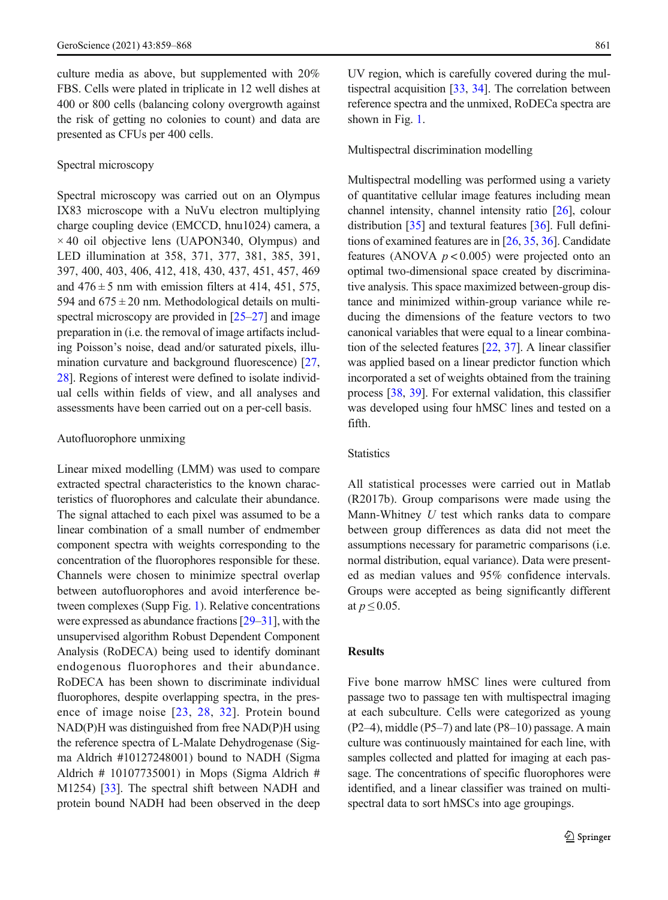culture media as above, but supplemented with 20% FBS. Cells were plated in triplicate in 12 well dishes at 400 or 800 cells (balancing colony overgrowth against the risk of getting no colonies to count) and data are presented as CFUs per 400 cells.

### Spectral microscopy

Spectral microscopy was carried out on an Olympus IX83 microscope with a NuVu electron multiplying charge coupling device (EMCCD, hnu1024) camera, a × 40 oil objective lens (UAPON340, Olympus) and LED illumination at 358, 371, 377, 381, 385, 391, 397, 400, 403, 406, 412, 418, 430, 437, 451, 457, 469 and $476 \pm 5$ nm with emission filters at 414, 451, 575, 594 and $675 \pm 20$ nm. Methodological details on multispectral microscopy are provided in [25–27] and image preparation in (i.e. the removal of image artifacts including Poisson's noise, dead and/or saturated pixels, illumination curvature and background fluorescence) [27, 28]. Regions of interest were defined to isolate individual cells within fields of view, and all analyses and assessments have been carried out on a per-cell basis.

### Autofluorophore unmixing

Linear mixed modelling (LMM) was used to compare extracted spectral characteristics to the known characteristics of fluorophores and calculate their abundance. The signal attached to each pixel was assumed to be a linear combination of a small number of endmember component spectra with weights corresponding to the concentration of the fluorophores responsible for these. Channels were chosen to minimize spectral overlap between autofluorophores and avoid interference between complexes (Supp Fig. 1). Relative concentrations were expressed as abundance fractions [29–31], with the unsupervised algorithm Robust Dependent Component Analysis (RoDECA) being used to identify dominant endogenous fluorophores and their abundance. RoDECA has been shown to discriminate individual fluorophores, despite overlapping spectra, in the presence of image noise [23, 28, 32]. Protein bound NAD(P)H was distinguished from free NAD(P)H using the reference spectra of L-Malate Dehydrogenase (Sigma Aldrich #10127248001) bound to NADH (Sigma Aldrich # 10107735001) in Mops (Sigma Aldrich # M1254) [33]. The spectral shift between NADH and protein bound NADH had been observed in the deep UV region, which is carefully covered during the multispectral acquisition [33, 34]. The correlation between reference spectra and the unmixed, RoDECa spectra are shown in Fig. 1.

### Multispectral discrimination modelling

Multispectral modelling was performed using a variety of quantitative cellular image features including mean channel intensity, channel intensity ratio [26], colour distribution [35] and textural features [36]. Full definitions of examined features are in [26, 35, 36]. Candidate features (ANOVA $p < 0.005$) were projected onto an optimal two-dimensional space created by discriminative analysis. This space maximized between-group distance and minimized within-group variance while reducing the dimensions of the feature vectors to two canonical variables that were equal to a linear combination of the selected features [22, 37]. A linear classifier was applied based on a linear predictor function which incorporated a set of weights obtained from the training process [38, 39]. For external validation, this classifier was developed using four hMSC lines and tested on a fifth.

### Statistics

All statistical processes were carried out in Matlab (R2017b). Group comparisons were made using the Mann-Whitney $U$ test which ranks data to compare between group differences as data did not meet the assumptions necessary for parametric comparisons (i.e. normal distribution, equal variance). Data were presented as median values and 95% confidence intervals. Groups were accepted as being significantly different at $p \leq 0.05$.

## Results

Five bone marrow hMSC lines were cultured from passage two to passage ten with multispectral imaging at each subculture. Cells were categorized as young (P2–4), middle (P5–7) and late (P8–10) passage. A main culture was continuously maintained for each line, with samples collected and platted for imaging at each passage. The concentrations of specific fluorophores were identified, and a linear classifier was trained on multispectral data to sort hMSCs into age groupings.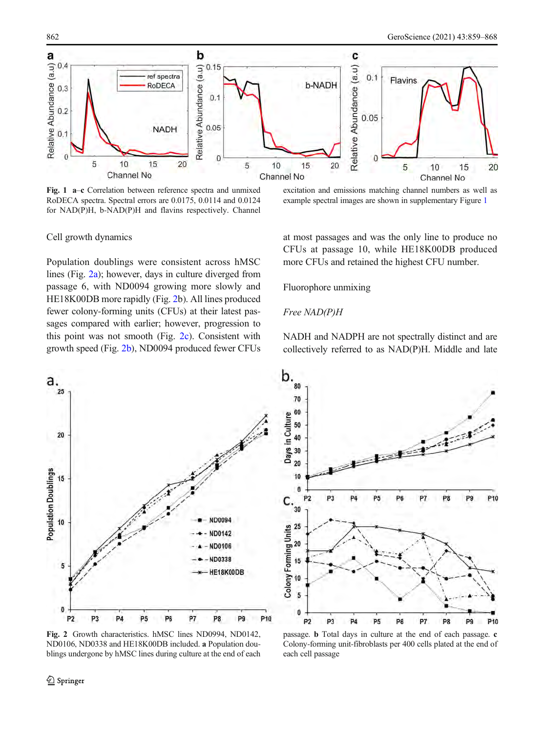**Fig. 1** **a**–**c** Correlation between reference spectra and unmixed RoDECA spectra. Spectral errors are 0.0175, 0.0114 and 0.0124 for NAD(P)H, b-NAD(P)H and flavins respectively. Channel excitation and emissions matching channel numbers as well as example spectral images are shown in supplementary Figure 1

## Cell growth dynamics

Population doublings were consistent across hMSC lines (Fig. 2a); however, days in culture diverged from passage 6, with ND0094 growing more slowly and HE18K00DB more rapidly (Fig. 2b). All lines produced fewer colony-forming units (CFUs) at their latest passages compared with earlier; however, progression to this point was not smooth (Fig. 2c). Consistent with growth speed (Fig. 2b), ND0094 produced fewer CFUs at most passages and was the only line to produce no CFUs at passage 10, while HE18K00DB produced more CFUs and retained the highest CFU number.

## Fluorophore unmixing

### *Free NAD(P)H*

NADH and NADPH are not spectrally distinct and are collectively referred to as NAD(P)H. Middle and late

**Fig. 2** Growth characteristics. hMSC lines ND0994, ND0142, ND0106, ND0338 and HE18K00DB included. **a** Population doublings undergone by hMSC lines during culture at the end of each passage. **b** Total days in culture at the end of each passage. **c** Colony-forming unit-fibroblasts per 400 cells plated at the end of each cell passage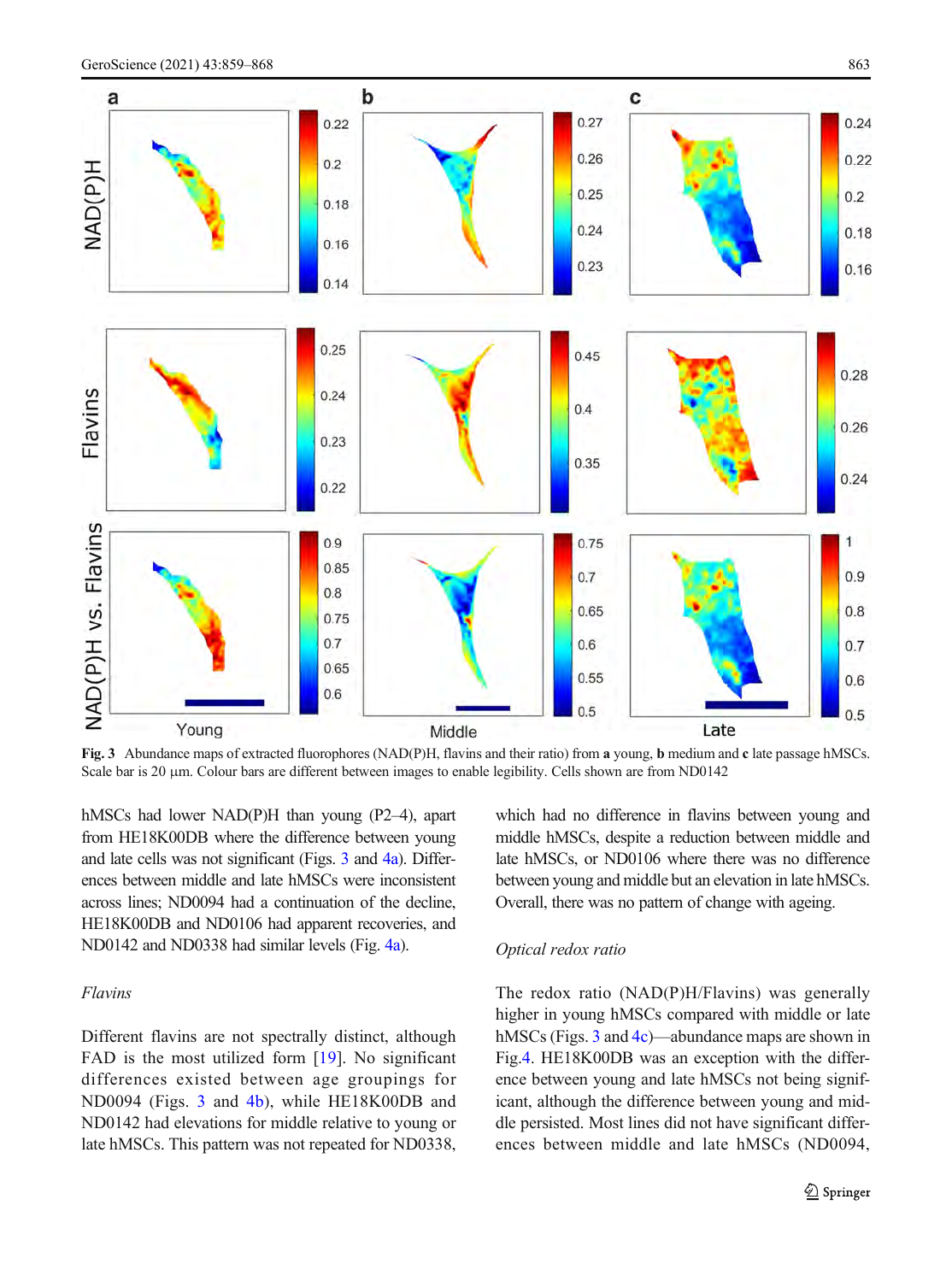Fig. 3 Abundance maps of extracted fluorophores (NAD(P)H, flavins and their ratio) from **a** young, **b** medium and **c** late passage hMSCs. Scale bar is 20 µm. Colour bars are different between images to enable legibility. Cells shown are from ND0142

hMSCs had lower NAD(P)H than young (P2–4), apart from HE18K00DB where the difference between young and late cells was not significant (Figs. 3 and 4a). Differences between middle and late hMSCs were inconsistent across lines; ND0094 had a continuation of the decline, HE18K00DB and ND0106 had apparent recoveries, and ND0142 and ND0338 had similar levels (Fig. 4a).

*Flavins*

Different flavins are not spectrally distinct, although FAD is the most utilized form [19]. No significant differences existed between age groupings for ND0094 (Figs. 3 and 4b), while HE18K00DB and ND0142 had elevations for middle relative to young or late hMSCs. This pattern was not repeated for ND0338, which had no difference in flavins between young and middle hMSCs, despite a reduction between middle and late hMSCs, or ND0106 where there was no difference between young and middle but an elevation in late hMSCs. Overall, there was no pattern of change with ageing.

*Optical redox ratio*

The redox ratio (NAD(P)H/Flavins) was generally higher in young hMSCs compared with middle or late hMSCs (Figs. 3 and 4c)—abundance maps are shown in Fig.4. HE18K00DB was an exception with the difference between young and late hMSCs not being significant, although the difference between young and middle persisted. Most lines did not have significant differences between middle and late hMSCs (ND0094,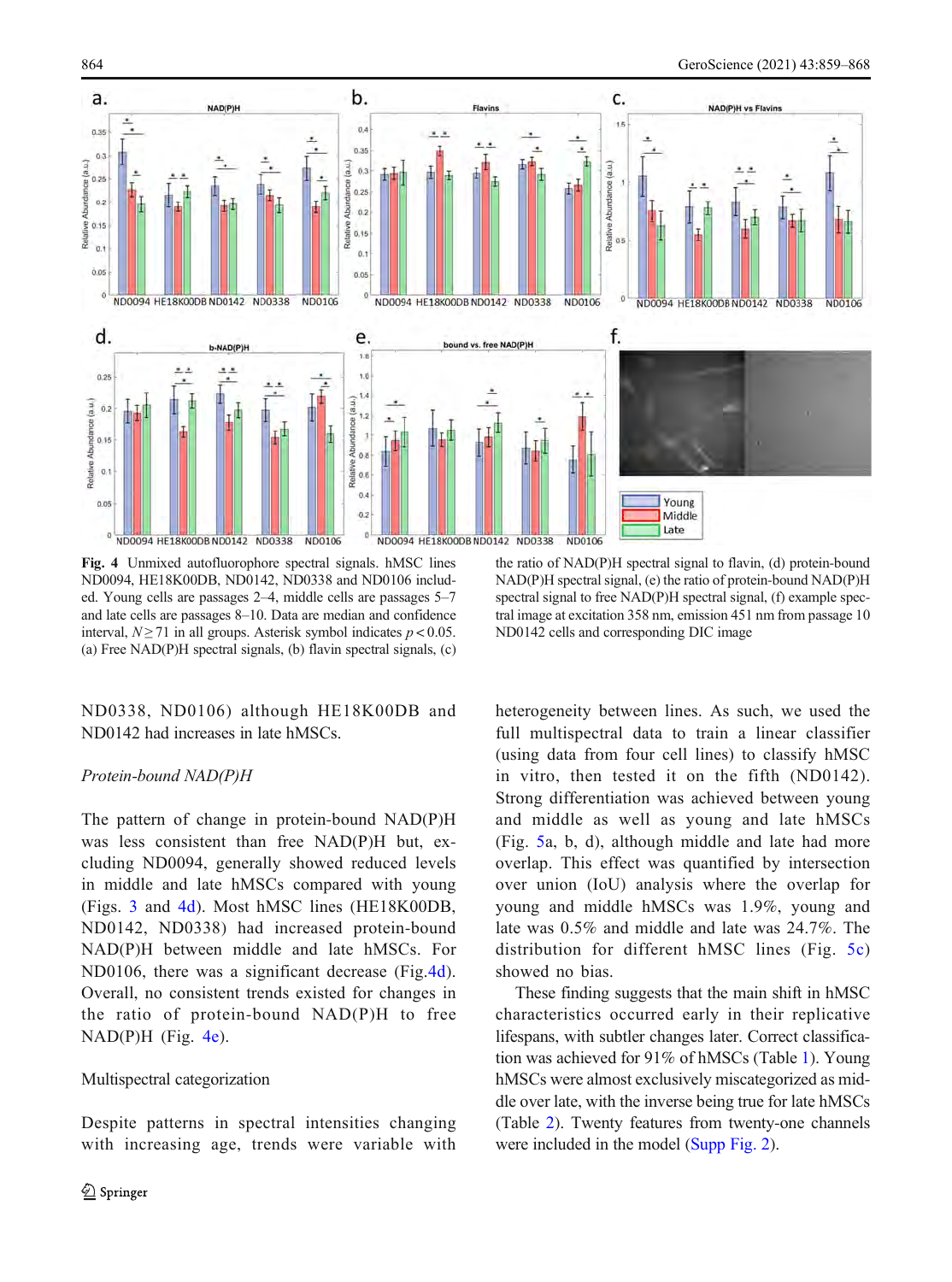**Fig. 4** Unmixed autofluorophore spectral signals. hMSC lines ND0094, HE18K00DB, ND0142, ND0338 and ND0106 included. Young cells are passages 2–4, middle cells are passages 5–7 and late cells are passages 8–10. Data are median and confidence interval, $N \geq 71$ in all groups. Asterisk symbol indicates $p < 0.05$. (a) Free NAD(P)H spectral signals, (b) flavin spectral signals, (c) the ratio of NAD(P)H spectral signal to flavin, (d) protein-bound NAD(P)H spectral signal, (e) the ratio of protein-bound NAD(P)H spectral signal to free NAD(P)H spectral signal, (f) example spectral image at excitation 358 nm, emission 451 nm from passage 10 ND0142 cells and corresponding DIC image

ND0338, ND0106) although HE18K00DB and ND0142 had increases in late hMSCs.

*Protein-bound NAD(P)H*

The pattern of change in protein-bound NAD(P)H was less consistent than free NAD(P)H but, excluding ND0094, generally showed reduced levels in middle and late hMSCs compared with young (Figs. 3 and 4d). Most hMSC lines (HE18K00DB, ND0142, ND0338) had increased protein-bound NAD(P)H between middle and late hMSCs. For ND0106, there was a significant decrease (Fig.4d). Overall, no consistent trends existed for changes in the ratio of protein-bound NAD(P)H to free NAD(P)H (Fig. 4e).

Multispectral categorization

Despite patterns in spectral intensities changing with increasing age, trends were variable with heterogeneity between lines. As such, we used the full multispectral data to train a linear classifier (using data from four cell lines) to classify hMSC in vitro, then tested it on the fifth (ND0142). Strong differentiation was achieved between young and middle as well as young and late hMSCs (Fig. 5a, b, d), although middle and late had more overlap. This effect was quantified by intersection over union (IoU) analysis where the overlap for young and middle hMSCs was 1.9%, young and late was 0.5% and middle and late was 24.7%. The distribution for different hMSC lines (Fig. 5c) showed no bias.

These finding suggests that the main shift in hMSC characteristics occurred early in their replicative lifespans, with subtler changes later. Correct classification was achieved for 91% of hMSCs (Table 1). Young hMSCs were almost exclusively miscategorized as middle over late, with the inverse being true for late hMSCs (Table 2). Twenty features from twenty-one channels were included in the model (Supp Fig. 2).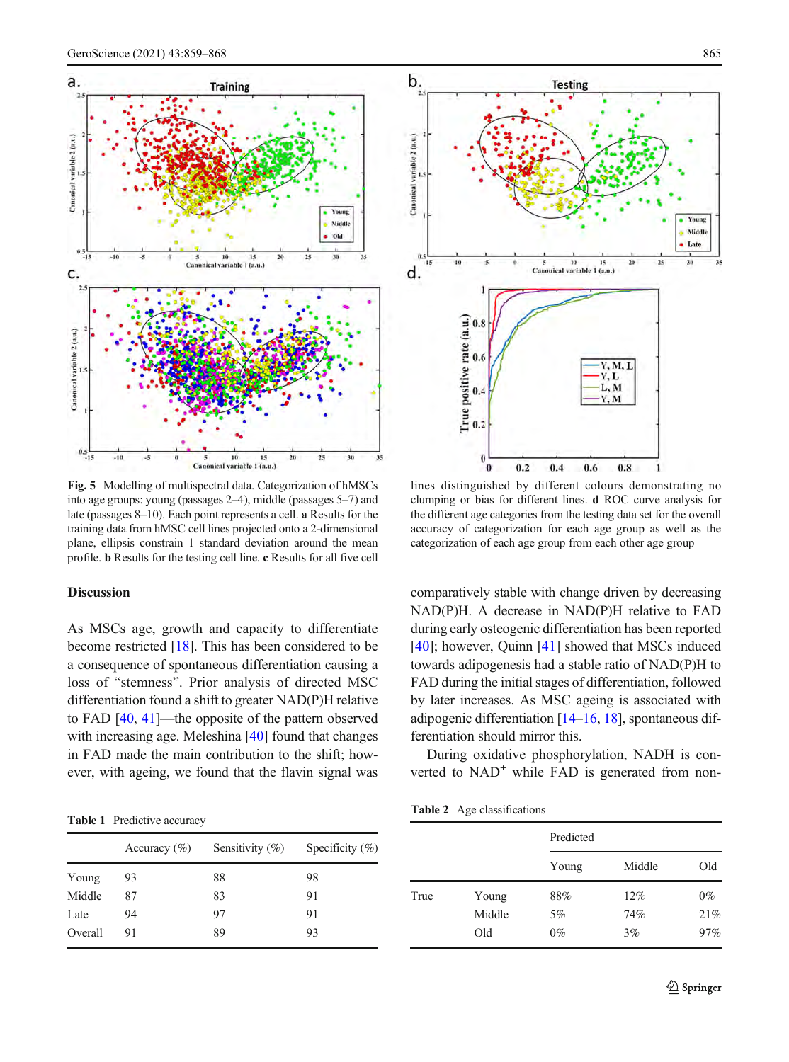**Fig. 5** Modelling of multispectral data. Categorization of hMSCs into age groups: young (passages 2–4), middle (passages 5–7) and late (passages 8–10). Each point represents a cell. **a** Results for the training data from hMSC cell lines projected onto a 2-dimensional plane, ellipsis constrain 1 standard deviation around the mean profile. **b** Results for the testing cell line. **c** Results for all five cell lines distinguished by different colours demonstrating no clumping or bias for different lines. **d** ROC curve analysis for the different age categories from the testing data set for the overall accuracy of categorization for each age group as well as the categorization of each age group from each other age group

## Discussion

As MSCs age, growth and capacity to differentiate become restricted [18]. This has been considered to be a consequence of spontaneous differentiation causing a loss of "stemness". Prior analysis of directed MSC differentiation found a shift to greater NAD(P)H relative to FAD [40, 41]—the opposite of the pattern observed with increasing age. Meleshina [40] found that changes in FAD made the main contribution to the shift; however, with ageing, we found that the flavin signal was comparatively stable with change driven by decreasing NAD(P)H. A decrease in NAD(P)H relative to FAD during early osteogenic differentiation has been reported [40]; however, Quinn [41] showed that MSCs induced towards adipogenesis had a stable ratio of NAD(P)H to FAD during the initial stages of differentiation, followed by later increases. As MSC ageing is associated with adipogenic differentiation [14–16, 18], spontaneous differentiation should mirror this.

During oxidative phosphorylation, NADH is converted to $NAD^+$ while FAD is generated from non-

**Table 1** Predictive accuracy

| | Accuracy (%) | Sensitivity (%) | Specificity (%) |
|---|---|---|---|
| Young | 93 | 88 | 98 |
| Middle | 87 | 83 | 91 |
| Late | 94 | 97 | 91 |
| Overall | 91 | 89 | 93 |

**Table 2** Age classifications

| | | Predicted | | |
|---|---|---|---|---|
| | | Young | Middle | Old |
| True | Young | 88% | 12% | 0% |
| | Middle | 5% | 74% | 21% |
| | Old | 0% | 3% | 97% |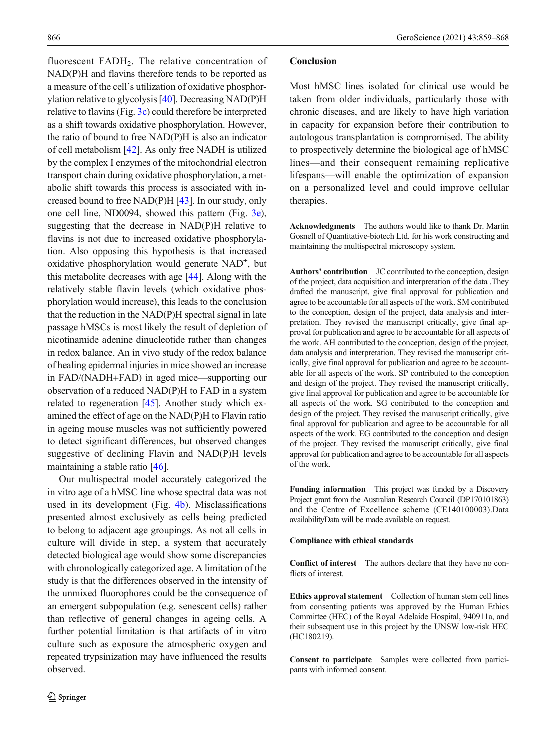fluorescent $FADH_2$. The relative concentration of NAD(P)H and flavins therefore tends to be reported as a measure of the cell's utilization of oxidative phosphorylation relative to glycolysis [40]. Decreasing NAD(P)H relative to flavins (Fig. 3c) could therefore be interpreted as a shift towards oxidative phosphorylation. However, the ratio of bound to free NAD(P)H is also an indicator of cell metabolism [42]. As only free NADH is utilized by the complex I enzymes of the mitochondrial electron transport chain during oxidative phosphorylation, a metabolic shift towards this process is associated with increased bound to free NAD(P)H [43]. In our study, only one cell line, ND0094, showed this pattern (Fig. 3e), suggesting that the decrease in NAD(P)H relative to flavins is not due to increased oxidative phosphorylation. Also opposing this hypothesis is that increased oxidative phosphorylation would generate $NAD^+$, but this metabolite decreases with age [44]. Along with the relatively stable flavin levels (which oxidative phosphorylation would increase), this leads to the conclusion that the reduction in the NAD(P)H spectral signal in late passage hMSCs is most likely the result of depletion of nicotinamide adenine dinucleotide rather than changes in redox balance. An in vivo study of the redox balance of healing epidermal injuries in mice showed an increase in FAD/(NADH+FAD) in aged mice—supporting our observation of a reduced NAD(P)H to FAD in a system related to regeneration [45]. Another study which examined the effect of age on the NAD(P)H to Flavin ratio in ageing mouse muscles was not sufficiently powered to detect significant differences, but observed changes suggestive of declining Flavin and NAD(P)H levels maintaining a stable ratio [46].

Our multispectral model accurately categorized the in vitro age of a hMSC line whose spectral data was not used in its development (Fig. 4b). Misclassifications presented almost exclusively as cells being predicted to belong to adjacent age groupings. As not all cells in culture will divide in step, a system that accurately detected biological age would show some discrepancies with chronologically categorized age. A limitation of the study is that the differences observed in the intensity of the unmixed fluorophores could be the consequence of an emergent subpopulation (e.g. senescent cells) rather than reflective of general changes in ageing cells. A further potential limitation is that artifacts of in vitro culture such as exposure the atmospheric oxygen and repeated trypsinization may have influenced the results observed.

## Conclusion

Most hMSC lines isolated for clinical use would be taken from older individuals, particularly those with chronic diseases, and are likely to have high variation in capacity for expansion before their contribution to autologous transplantation is compromised. The ability to prospectively determine the biological age of hMSC lines—and their consequent remaining replicative lifespans—will enable the optimization of expansion on a personalized level and could improve cellular therapies.

**Acknowledgments** The authors would like to thank Dr. Martin Gosnell of Quantitative-biotech Ltd. for his work constructing and maintaining the multispectral microscopy system.

**Authors' contribution** JC contributed to the conception, design of the project, data acquisition and interpretation of the data .They drafted the manuscript, give final approval for publication and agree to be accountable for all aspects of the work. SM contributed to the conception, design of the project, data analysis and interpretation. They revised the manuscript critically, give final approval for publication and agree to be accountable for all aspects of the work. AH contributed to the conception, design of the project, data analysis and interpretation. They revised the manuscript critically, give final approval for publication and agree to be accountable for all aspects of the work. SP contributed to the conception and design of the project. They revised the manuscript critically, give final approval for publication and agree to be accountable for all aspects of the work. SG contributed to the conception and design of the project. They revised the manuscript critically, give final approval for publication and agree to be accountable for all aspects of the work. EG contributed to the conception and design of the project. They revised the manuscript critically, give final approval for publication and agree to be accountable for all aspects of the work.

**Funding information** This project was funded by a Discovery Project grant from the Australian Research Council (DP170101863) and the Centre of Excellence scheme (CE140100003).Data availabilityData will be made available on request.

**Compliance with ethical standards**

**Conflict of interest** The authors declare that they have no conflicts of interest.

**Ethics approval statement** Collection of human stem cell lines from consenting patients was approved by the Human Ethics Committee (HEC) of the Royal Adelaide Hospital, 940911a, and their subsequent use in this project by the UNSW low-risk HEC (HC180219).

**Consent to participate** Samples were collected from participants with informed consent.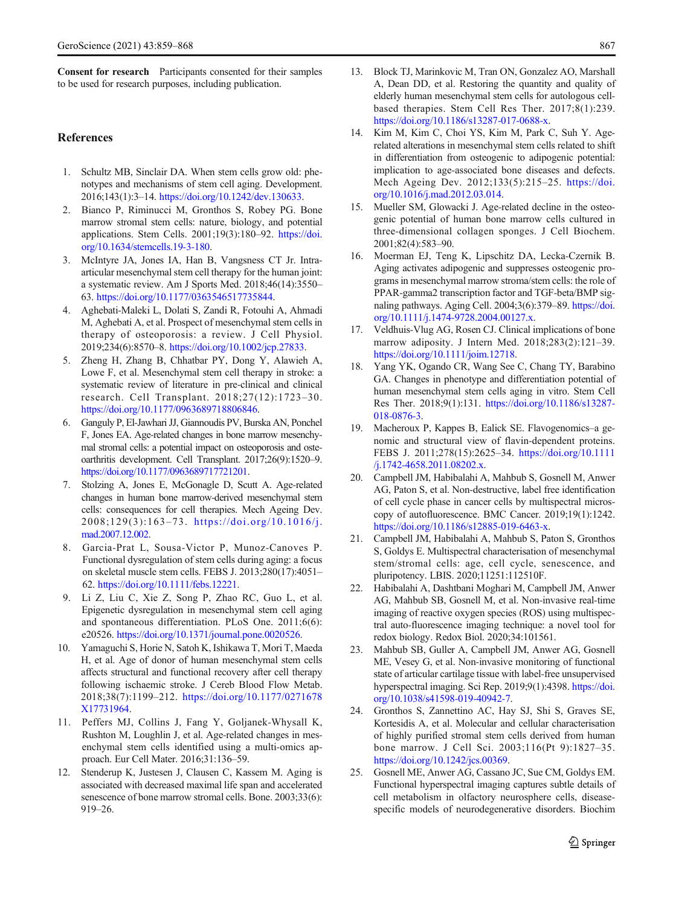**Consent for research** Participants consented for their samples to be used for research purposes, including publication.

## References

1. Schultz MB, Sinclair DA. When stem cells grow old: phenotypes and mechanisms of stem cell aging. Development. 2016;143(1):3–14. https://doi.org/10.1242/dev.130633.
2. Bianco P, Riminucci M, Gronthos S, Robey PG. Bone marrow stromal stem cells: nature, biology, and potential applications. Stem Cells. 2001;19(3):180–92. https://doi.org/10.1634/stemcells.19-3-180.
3. McIntyre JA, Jones IA, Han B, Vangsness CT Jr. Intra-articular mesenchymal stem cell therapy for the human joint: a systematic review. Am J Sports Med. 2018;46(14):3550–63. https://doi.org/10.1177/0363546517735844.
4. Aghebati-Maleki L, Dolati S, Zandi R, Fotouhi A, Ahmadi M, Aghebati A, et al. Prospect of mesenchymal stem cells in therapy of osteoporosis: a review. J Cell Physiol. 2019;234(6):8570–8. https://doi.org/10.1002/jcp.27833.
5. Zheng H, Zhang B, Chhatbar PY, Dong Y, Alawieh A, Lowe F, et al. Mesenchymal stem cell therapy in stroke: a systematic review of literature in pre-clinical and clinical research. Cell Transplant. 2018;27(12):1723–30. https://doi.org/10.1177/0963689718806846.
6. Ganguly P, El-Jawhari JJ, Giannoudis PV, Burska AN, Ponchel F, Jones EA. Age-related changes in bone marrow mesenchymal stromal cells: a potential impact on osteoporosis and osteoarthritis development. Cell Transplant. 2017;26(9):1520–9. https://doi.org/10.1177/0963689717721201.
7. Stolzing A, Jones E, McGonagle D, Scutt A. Age-related changes in human bone marrow-derived mesenchymal stem cells: consequences for cell therapies. Mech Ageing Dev. 2008;129(3):163–73. https://doi.org/10.1016/j.mad.2007.12.002.
8. Garcia-Prat L, Sousa-Victor P, Munoz-Canoves P. Functional dysregulation of stem cells during aging: a focus on skeletal muscle stem cells. FEBS J. 2013;280(17):4051–62. https://doi.org/10.1111/febs.12221.
9. Li Z, Liu C, Xie Z, Song P, Zhao RC, Guo L, et al. Epigenetic dysregulation in mesenchymal stem cell aging and spontaneous differentiation. PLoS One. 2011;6(6):e20526. https://doi.org/10.1371/journal.pone.0020526.
10. Yamaguchi S, Horie N, Satoh K, Ishikawa T, Mori T, Maeda H, et al. Age of donor of human mesenchymal stem cells affects structural and functional recovery after cell therapy following ischaemic stroke. J Cereb Blood Flow Metab. 2018;38(7):1199–212. https://doi.org/10.1177/0271678X17731964.
11. Peffers MJ, Collins J, Fang Y, Goljanek-Whysall K, Rushton M, Loughlin J, et al. Age-related changes in mesenchymal stem cells identified using a multi-omics approach. Eur Cell Mater. 2016;31:136–59.
12. Stenderup K, Justesen J, Clausen C, Kassem M. Aging is associated with decreased maximal life span and accelerated senescence of bone marrow stromal cells. Bone. 2003;33(6):919–26.
13. Block TJ, Marinkovic M, Tran ON, Gonzalez AO, Marshall A, Dean DD, et al. Restoring the quantity and quality of elderly human mesenchymal stem cells for autologous cell-based therapies. Stem Cell Res Ther. 2017;8(1):239. https://doi.org/10.1186/s13287-017-0688-x.
14. Kim M, Kim C, Choi YS, Kim M, Park C, Suh Y. Age-related alterations in mesenchymal stem cells related to shift in differentiation from osteogenic to adipogenic potential: implication to age-associated bone diseases and defects. Mech Ageing Dev. 2012;133(5):215–25. https://doi.org/10.1016/j.mad.2012.03.014.
15. Mueller SM, Glowacki J. Age-related decline in the osteogenic potential of human bone marrow cells cultured in three-dimensional collagen sponges. J Cell Biochem. 2001;82(4):583–90.
16. Moerman EJ, Teng K, Lipschitz DA, Lecka-Czernik B. Aging activates adipogenic and suppresses osteogenic programs in mesenchymal marrow stroma/stem cells: the role of PPAR-gamma2 transcription factor and TGF-beta/BMP signaling pathways. Aging Cell. 2004;3(6):379–89. https://doi.org/10.1111/j.1474-9728.2004.00127.x.
17. Veldhuis-Vlug AG, Rosen CJ. Clinical implications of bone marrow adiposity. J Intern Med. 2018;283(2):121–39. https://doi.org/10.1111/joim.12718.
18. Yang YK, Ogando CR, Wang See C, Chang TY, Barabino GA. Changes in phenotype and differentiation potential of human mesenchymal stem cells aging in vitro. Stem Cell Res Ther. 2018;9(1):131. https://doi.org/10.1186/s13287-018-0876-3.
19. Macheroux P, Kappes B, Ealick SE. Flavogenomics–a genomic and structural view of flavin-dependent proteins. FEBS J. 2011;278(15):2625–34. https://doi.org/10.1111/j.1742-4658.2011.08202.x.
20. Campbell JM, Habibalahi A, Mahbub S, Gosnell M, Anwer AG, Paton S, et al. Non-destructive, label free identification of cell cycle phase in cancer cells by multispectral microscopy of autofluorescence. BMC Cancer. 2019;19(1):1242. https://doi.org/10.1186/s12885-019-6463-x.
21. Campbell JM, Habibalahi A, Mahbub S, Paton S, Gronthos S, Goldys E. Multispectral characterisation of mesenchymal stem/stromal cells: age, cell cycle, senescence, and pluripotency. LBIS. 2020;11251:112510F.
22. Habibalahi A, Dashtbani Moghari M, Campbell JM, Anwer AG, Mahbub SB, Gosnell M, et al. Non-invasive real-time imaging of reactive oxygen species (ROS) using multispectral auto-fluorescence imaging technique: a novel tool for redox biology. Redox Biol. 2020;34:101561.
23. Mahbub SB, Guller A, Campbell JM, Anwer AG, Gosnell ME, Vesey G, et al. Non-invasive monitoring of functional state of articular cartilage tissue with label-free unsupervised hyperspectral imaging. Sci Rep. 2019;9(1):4398. https://doi.org/10.1038/s41598-019-40942-7.
24. Gronthos S, Zannettino AC, Hay SJ, Shi S, Graves SE, Kortesidis A, et al. Molecular and cellular characterisation of highly purified stromal stem cells derived from human bone marrow. J Cell Sci. 2003;116(Pt 9):1827–35. https://doi.org/10.1242/jcs.00369.
25. Gosnell ME, Anwer AG, Cassano JC, Sue CM, Goldys EM. Functional hyperspectral imaging captures subtle details of cell metabolism in olfactory neurosphere cells, disease-specific models of neurodegenerative disorders. Biochim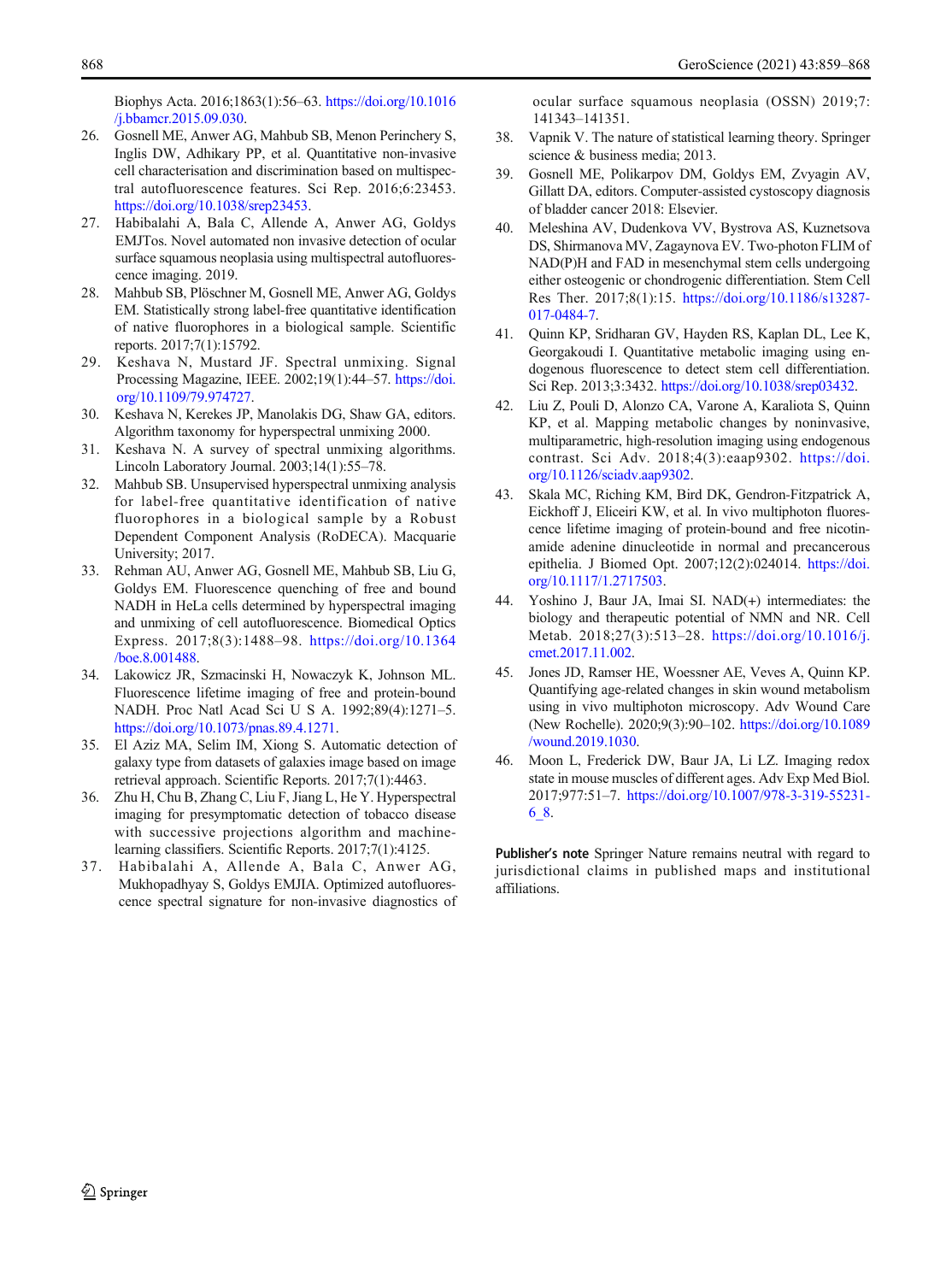Biophys Acta. 2016;1863(1):56–63. https://doi.org/10.1016/j.bbamcr.2015.09.030.

26. Gosnell ME, Anwer AG, Mahbub SB, Menon Perinchery S, Inglis DW, Adhikary PP, et al. Quantitative non-invasive cell characterisation and discrimination based on multispectral autofluorescence features. Sci Rep. 2016;6:23453. https://doi.org/10.1038/srep23453.
27. Habibalahi A, Bala C, Allende A, Anwer AG, Goldys EMJTos. Novel automated non invasive detection of ocular surface squamous neoplasia using multispectral autofluorescence imaging. 2019.
28. Mahbub SB, Plöschner M, Gosnell ME, Anwer AG, Goldys EM. Statistically strong label-free quantitative identification of native fluorophores in a biological sample. Scientific reports. 2017;7(1):15792.
29. Keshava N, Mustard JF. Spectral unmixing. Signal Processing Magazine, IEEE. 2002;19(1):44–57. https://doi.org/10.1109/79.974727.
30. Keshava N, Kerekes JP, Manolakis DG, Shaw GA, editors. Algorithm taxonomy for hyperspectral unmixing 2000.
31. Keshava N. A survey of spectral unmixing algorithms. Lincoln Laboratory Journal. 2003;14(1):55–78.
32. Mahbub SB. Unsupervised hyperspectral unmixing analysis for label-free quantitative identification of native fluorophores in a biological sample by a Robust Dependent Component Analysis (RoDECA). Macquarie University; 2017.
33. Rehman AU, Anwer AG, Gosnell ME, Mahbub SB, Liu G, Goldys EM. Fluorescence quenching of free and bound NADH in HeLa cells determined by hyperspectral imaging and unmixing of cell autofluorescence. Biomedical Optics Express. 2017;8(3):1488–98. https://doi.org/10.1364/boe.8.001488.
34. Lakowicz JR, Szmacinski H, Nowaczyk K, Johnson ML. Fluorescence lifetime imaging of free and protein-bound NADH. Proc Natl Acad Sci U S A. 1992;89(4):1271–5. https://doi.org/10.1073/pnas.89.4.1271.
35. El Aziz MA, Selim IM, Xiong S. Automatic detection of galaxy type from datasets of galaxies image based on image retrieval approach. Scientific Reports. 2017;7(1):4463.
36. Zhu H, Chu B, Zhang C, Liu F, Jiang L, He Y. Hyperspectral imaging for presymptomatic detection of tobacco disease with successive projections algorithm and machine-learning classifiers. Scientific Reports. 2017;7(1):4125.
37. Habibalahi A, Allende A, Bala C, Anwer AG, Mukhopadhyay S, Goldys EMJIA. Optimized autofluorescence spectral signature for non-invasive diagnostics of ocular surface squamous neoplasia (OSSN) 2019;7:141343–141351.
38. Vapnik V. The nature of statistical learning theory. Springer science & business media; 2013.
39. Gosnell ME, Polikarpov DM, Goldys EM, Zvyagin AV, Gillatt DA, editors. Computer-assisted cystoscopy diagnosis of bladder cancer 2018: Elsevier.
40. Meleshina AV, Dudenkova VV, Bystrova AS, Kuznetsova DS, Shirmanova MV, Zagaynova EV. Two-photon FLIM of NAD(P)H and FAD in mesenchymal stem cells undergoing either osteogenic or chondrogenic differentiation. Stem Cell Res Ther. 2017;8(1):15. https://doi.org/10.1186/s13287-017-0484-7.
41. Quinn KP, Sridharan GV, Hayden RS, Kaplan DL, Lee K, Georgakoudi I. Quantitative metabolic imaging using endogenous fluorescence to detect stem cell differentiation. Sci Rep. 2013;3:3432. https://doi.org/10.1038/srep03432.
42. Liu Z, Pouli D, Alonzo CA, Varone A, Karaliota S, Quinn KP, et al. Mapping metabolic changes by noninvasive, multiparametric, high-resolution imaging using endogenous contrast. Sci Adv. 2018;4(3):eaap9302. https://doi.org/10.1126/sciadv.aap9302.
43. Skala MC, Riching KM, Bird DK, Gendron-Fitzpatrick A, Eickhoff J, Eliceiri KW, et al. In vivo multiphoton fluorescence lifetime imaging of protein-bound and free nicotinamide adenine dinucleotide in normal and precancerous epithelia. J Biomed Opt. 2007;12(2):024014. https://doi.org/10.1117/1.2717503.
44. Yoshino J, Baur JA, Imai SI. NAD(+) intermediates: the biology and therapeutic potential of NMN and NR. Cell Metab. 2018;27(3):513–28. https://doi.org/10.1016/j.cmet.2017.11.002.
45. Jones JD, Ramser HE, Woessner AE, Veves A, Quinn KP. Quantifying age-related changes in skin wound metabolism using in vivo multiphoton microscopy. Adv Wound Care (New Rochelle). 2020;9(3):90–102. https://doi.org/10.1089/wound.2019.1030.
46. Moon L, Frederick DW, Baur JA, Li LZ. Imaging redox state in mouse muscles of different ages. Adv Exp Med Biol. 2017;977:51–7. https://doi.org/10.1007/978-3-319-55231-6_8.

**Publisher's note** Springer Nature remains neutral with regard to jurisdictional claims in published maps and institutional affiliations.